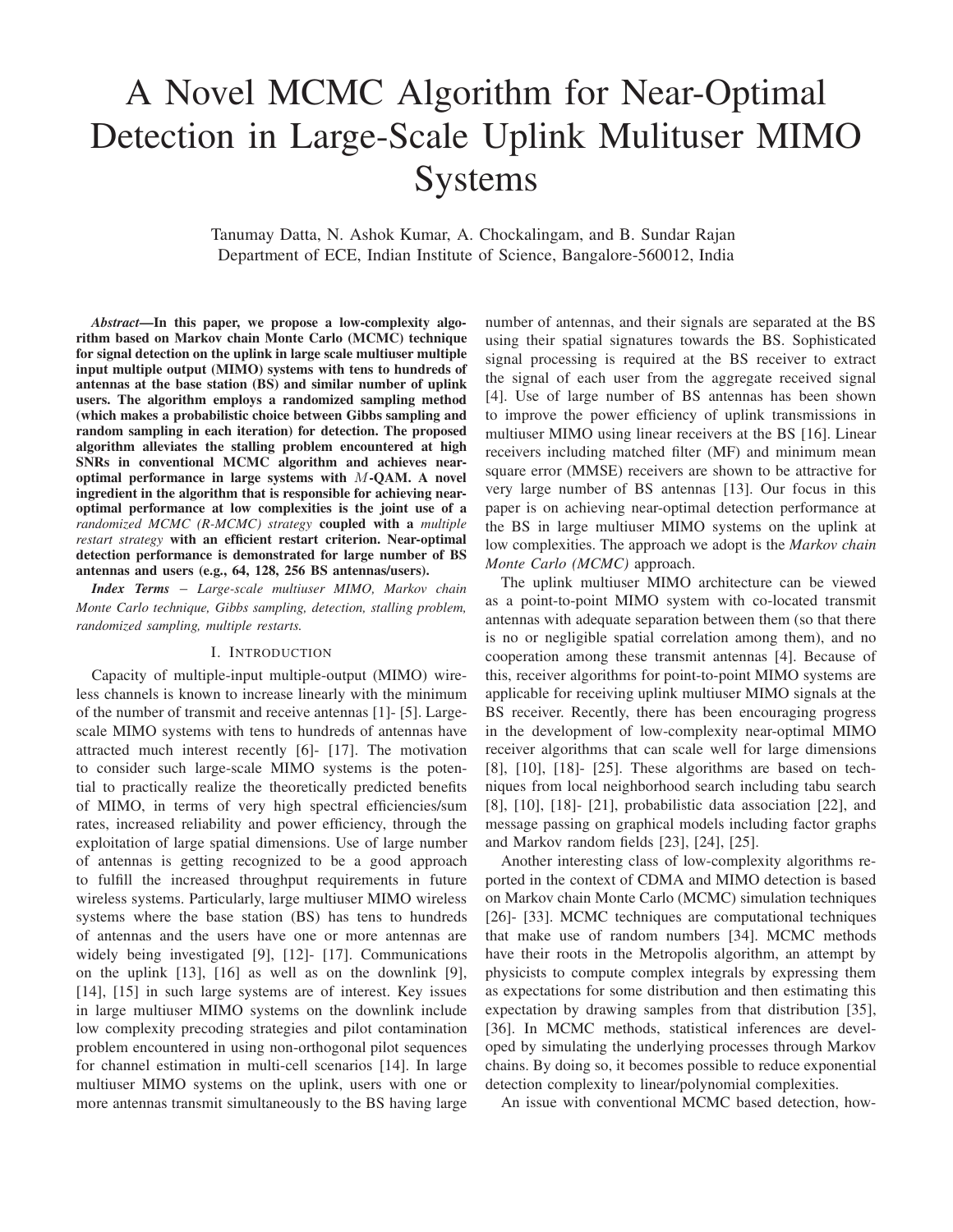# A Novel MCMC Algorithm for Near-Optimal Detection in Large-Scale Uplink Mulituser MIMO Systems

Tanumay Datta, N. Ashok Kumar, A. Chockalingam, and B. Sundar Rajan
Department of ECE, Indian Institute of Science, Bangalore-560012, India

***Abstract*—In this paper, we propose a low-complexity algorithm based on Markov chain Monte Carlo (MCMC) technique for signal detection on the uplink in large scale multiuser multiple input multiple output (MIMO) systems with tens to hundreds of antennas at the base station (BS) and similar number of uplink users. The algorithm employs a randomized sampling method (which makes a probabilistic choice between Gibbs sampling and random sampling in each iteration) for detection. The proposed algorithm alleviates the stalling problem encountered at high SNRs in conventional MCMC algorithm and achieves near-optimal performance in large systems with $M$-QAM. A novel ingredient in the algorithm that is responsible for achieving near-optimal performance at low complexities is the joint use of a *randomized MCMC (R-MCMC) strategy* coupled with a *multiple restart strategy* with an efficient restart criterion. Near-optimal detection performance is demonstrated for large number of BS antennas and users (e.g., 64, 128, 256 BS antennas/users).**

***Index Terms*** – *Large-scale multiuser MIMO, Markov chain Monte Carlo technique, Gibbs sampling, detection, stalling problem, randomized sampling, multiple restarts.*

## I. Introduction

Capacity of multiple-input multiple-output (MIMO) wireless channels is known to increase linearly with the minimum of the number of transmit and receive antennas [1]- [5]. Large-scale MIMO systems with tens to hundreds of antennas have attracted much interest recently [6]- [17]. The motivation to consider such large-scale MIMO systems is the potential to practically realize the theoretically predicted benefits of MIMO, in terms of very high spectral efficiencies/sum rates, increased reliability and power efficiency, through the exploitation of large spatial dimensions. Use of large number of antennas is getting recognized to be a good approach to fulfill the increased throughput requirements in future wireless systems. Particularly, large multiuser MIMO wireless systems where the base station (BS) has tens to hundreds of antennas and the users have one or more antennas are widely being investigated [9], [12]- [17]. Communications on the uplink [13], [16] as well as on the downlink [9], [14], [15] in such large systems are of interest. Key issues in large multiuser MIMO systems on the downlink include low complexity precoding strategies and pilot contamination problem encountered in using non-orthogonal pilot sequences for channel estimation in multi-cell scenarios [14]. In large multiuser MIMO systems on the uplink, users with one or more antennas transmit simultaneously to the BS having large number of antennas, and their signals are separated at the BS using their spatial signatures towards the BS. Sophisticated signal processing is required at the BS receiver to extract the signal of each user from the aggregate received signal [4]. Use of large number of BS antennas has been shown to improve the power efficiency of uplink transmissions in multiuser MIMO using linear receivers at the BS [16]. Linear receivers including matched filter (MF) and minimum mean square error (MMSE) receivers are shown to be attractive for very large number of BS antennas [13]. Our focus in this paper is on achieving near-optimal detection performance at the BS in large multiuser MIMO systems on the uplink at low complexities. The approach we adopt is the *Markov chain Monte Carlo (MCMC)* approach.

The uplink multiuser MIMO architecture can be viewed as a point-to-point MIMO system with co-located transmit antennas with adequate separation between them (so that there is no or negligible spatial correlation among them), and no cooperation among these transmit antennas [4]. Because of this, receiver algorithms for point-to-point MIMO systems are applicable for receiving uplink multiuser MIMO signals at the BS receiver. Recently, there has been encouraging progress in the development of low-complexity near-optimal MIMO receiver algorithms that can scale well for large dimensions [8], [10], [18]- [25]. These algorithms are based on techniques from local neighborhood search including tabu search [8], [10], [18]- [21], probabilistic data association [22], and message passing on graphical models including factor graphs and Markov random fields [23], [24], [25].

Another interesting class of low-complexity algorithms reported in the context of CDMA and MIMO detection is based on Markov chain Monte Carlo (MCMC) simulation techniques [26]- [33]. MCMC techniques are computational techniques that make use of random numbers [34]. MCMC methods have their roots in the Metropolis algorithm, an attempt by physicists to compute complex integrals by expressing them as expectations for some distribution and then estimating this expectation by drawing samples from that distribution [35], [36]. In MCMC methods, statistical inferences are developed by simulating the underlying processes through Markov chains. By doing so, it becomes possible to reduce exponential detection complexity to linear/polynomial complexities.

An issue with conventional MCMC based detection, how-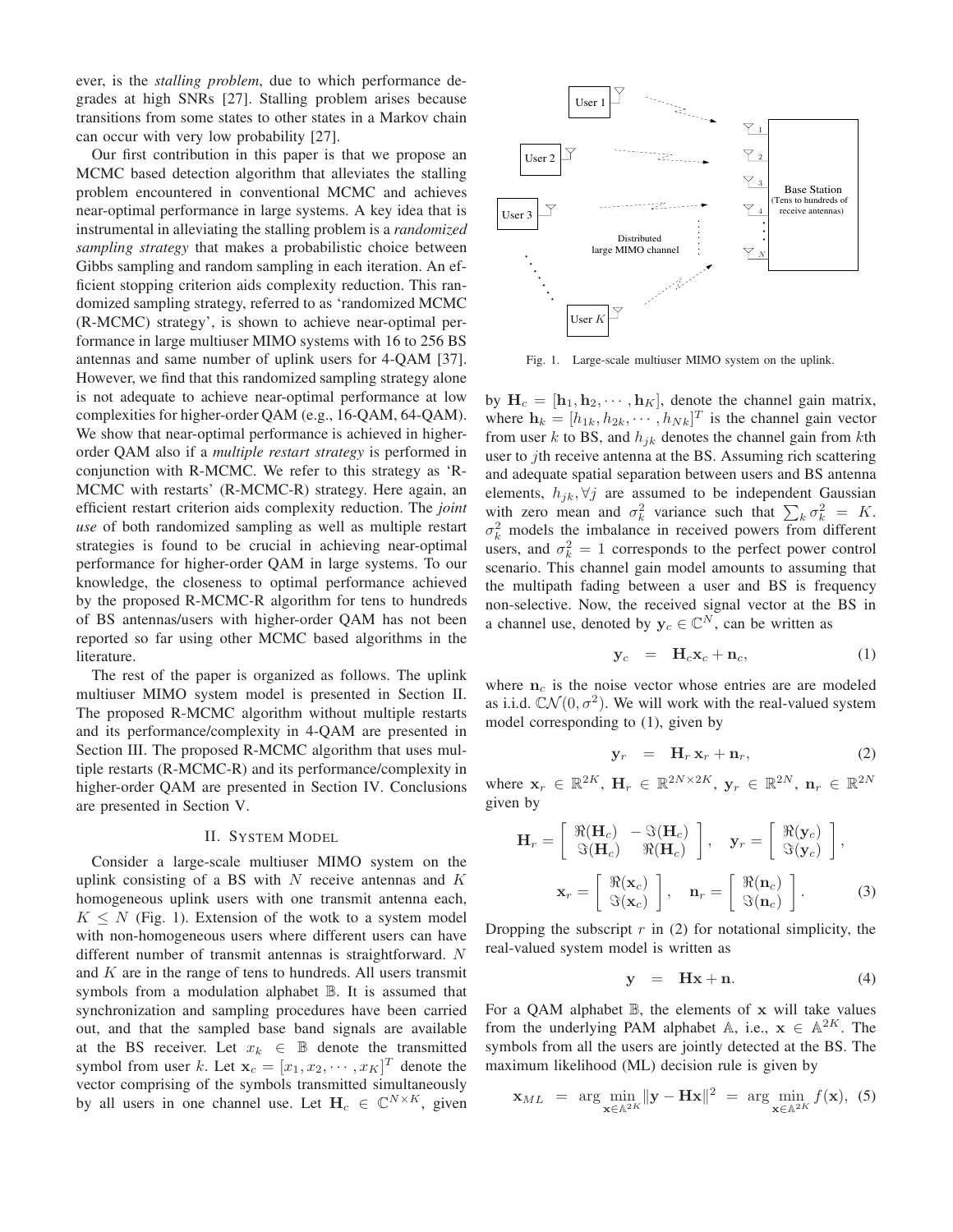ever, is the *stalling problem*, due to which performance degrades at high SNRs [27]. Stalling problem arises because transitions from some states to other states in a Markov chain can occur with very low probability [27].

Our first contribution in this paper is that we propose an MCMC based detection algorithm that alleviates the stalling problem encountered in conventional MCMC and achieves near-optimal performance in large systems. A key idea that is instrumental in alleviating the stalling problem is a *randomized sampling strategy* that makes a probabilistic choice between Gibbs sampling and random sampling in each iteration. An efficient stopping criterion aids complexity reduction. This randomized sampling strategy, referred to as 'randomized MCMC (R-MCMC) strategy', is shown to achieve near-optimal performance in large multiuser MIMO systems with 16 to 256 BS antennas and same number of uplink users for 4-QAM [37]. However, we find that this randomized sampling strategy alone is not adequate to achieve near-optimal performance at low complexities for higher-order QAM (e.g., 16-QAM, 64-QAM). We show that near-optimal performance is achieved in higher-order QAM also if a *multiple restart strategy* is performed in conjunction with R-MCMC. We refer to this strategy as 'R-MCMC with restarts' (R-MCMC-R) strategy. Here again, an efficient restart criterion aids complexity reduction. The *joint use* of both randomized sampling as well as multiple restart strategies is found to be crucial in achieving near-optimal performance for higher-order QAM in large systems. To our knowledge, the closeness to optimal performance achieved by the proposed R-MCMC-R algorithm for tens to hundreds of BS antennas/users with higher-order QAM has not been reported so far using other MCMC based algorithms in the literature.

The rest of the paper is organized as follows. The uplink multiuser MIMO system model is presented in Section II. The proposed R-MCMC algorithm without multiple restarts and its performance/complexity in 4-QAM are presented in Section III. The proposed R-MCMC algorithm that uses multiple restarts (R-MCMC-R) and its performance/complexity in higher-order QAM are presented in Section IV. Conclusions are presented in Section V.

## II. System Model

Consider a large-scale multiuser MIMO system on the uplink consisting of a BS with $N$ receive antennas and $K$ homogeneous uplink users with one transmit antenna each, $K \leq N$ (Fig. 1). Extension of the wotk to a system model with non-homogeneous users where different users can have different number of transmit antennas is straightforward. $N$ and $K$ are in the range of tens to hundreds. All users transmit symbols from a modulation alphabet $\mathbb{B}$. It is assumed that synchronization and sampling procedures have been carried out, and that the sampled base band signals are available at the BS receiver. Let $x_k \in \mathbb{B}$ denote the transmitted symbol from user $k$. Let $\mathbf{x}_c = [x_1, x_2, \cdots, x_K]^T$ denote the vector comprising of the symbols transmitted simultaneously by all users in one channel use. Let $\mathbf{H}_c \in \mathbb{C}^{N\times K}$, given by $\mathbf{H}_c = [\mathbf{h}_1, \mathbf{h}_2, \cdots, \mathbf{h}_K]$, denote the channel gain matrix, where $\mathbf{h}_k = [h_{1k}, h_{2k}, \cdots, h_{Nk}]^T$ is the channel gain vector from user $k$ to BS, and $h_{jk}$ denotes the channel gain from $k$th user to $j$th receive antenna at the BS. Assuming rich scattering and adequate spatial separation between users and BS antenna elements, $h_{jk}, \forall j$ are assumed to be independent Gaussian with zero mean and $\sigma_k^2$ variance such that $\sum_k \sigma_k^2 = K$. $\sigma_k^2$ models the imbalance in received powers from different users, and $\sigma_k^2 = 1$ corresponds to the perfect power control scenario. This channel gain model amounts to assuming that the multipath fading between a user and BS is frequency non-selective. Now, the received signal vector at the BS in a channel use, denoted by $\mathbf{y}_c \in \mathbb{C}^N$, can be written as

Fig. 1. Large-scale multiuser MIMO system on the uplink.

$$\mathbf{y}_c = \mathbf{H}_c \mathbf{x}_c + \mathbf{n}_c, \tag{1}$$

where $\mathbf{n}_c$ is the noise vector whose entries are are modeled as i.i.d. $\mathbb{C}\mathcal{N}(0, \sigma^2)$. We will work with the real-valued system model corresponding to (1), given by

$$\mathbf{y}_r = \mathbf{H}_r \mathbf{x}_r + \mathbf{n}_r, \tag{2}$$

where $\mathbf{x}_r \in \mathbb{R}^{2K}$, $\mathbf{H}_r \in \mathbb{R}^{2N\times 2K}$, $\mathbf{y}_r \in \mathbb{R}^{2N}$, $\mathbf{n}_r \in \mathbb{R}^{2N}$ given by

$$\mathbf{H}_r = \begin{bmatrix} \Re(\mathbf{H}_c) & -\Im(\mathbf{H}_c) \\ \Im(\mathbf{H}_c) & \Re(\mathbf{H}_c) \end{bmatrix}, \quad \mathbf{y}_r = \begin{bmatrix} \Re(\mathbf{y}_c) \\ \Im(\mathbf{y}_c) \end{bmatrix},$$

$$\mathbf{x}_r = \begin{bmatrix} \Re(\mathbf{x}_c) \\ \Im(\mathbf{x}_c) \end{bmatrix}, \quad \mathbf{n}_r = \begin{bmatrix} \Re(\mathbf{n}_c) \\ \Im(\mathbf{n}_c) \end{bmatrix}. \tag{3}$$

Dropping the subscript $r$ in (2) for notational simplicity, the real-valued system model is written as

$$\mathbf{y} = \mathbf{H}\mathbf{x} + \mathbf{n}. \tag{4}$$

For a QAM alphabet $\mathbb{B}$, the elements of $\mathbf{x}$ will take values from the underlying PAM alphabet $\mathbb{A}$, i.e., $\mathbf{x} \in \mathbb{A}^{2K}$. The symbols from all the users are jointly detected at the BS. The maximum likelihood (ML) decision rule is given by

$$\mathbf{x}_{ML} = \arg\min_{\mathbf{x}\in\mathbb{A}^{2K}} \|\mathbf{y} - \mathbf{H}\mathbf{x}\|^2 = \arg\min_{\mathbf{x}\in\mathbb{A}^{2K}} f(\mathbf{x}), \tag{5}$$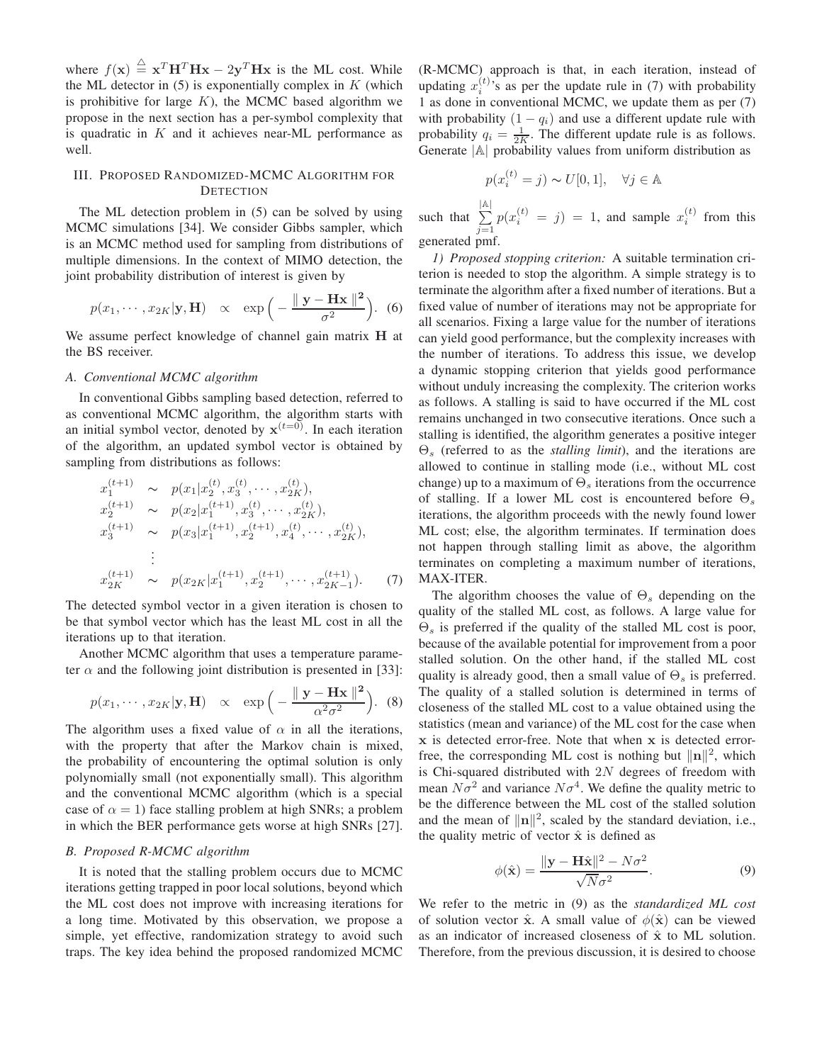where $f(\mathbf{x}) \stackrel{\triangle}{=} \mathbf{x}^T\mathbf{H}^T\mathbf{H}\mathbf{x} - 2\mathbf{y}^T\mathbf{H}\mathbf{x}$ is the ML cost. While the ML detector in (5) is exponentially complex in $K$ (which is prohibitive for large $K$), the MCMC based algorithm we propose in the next section has a per-symbol complexity that is quadratic in $K$ and it achieves near-ML performance as well.

## III. Proposed Randomized-MCMC Algorithm for Detection

The ML detection problem in (5) can be solved by using MCMC simulations [34]. We consider Gibbs sampler, which is an MCMC method used for sampling from distributions of multiple dimensions. In the context of MIMO detection, the joint probability distribution of interest is given by

$$p(x_1, \cdots, x_{2K}|\mathbf{y}, \mathbf{H}) \quad \propto \quad \exp\Big( - \frac{\parallel \mathbf{y} - \mathbf{H}\mathbf{x} \parallel^2}{\sigma^2} \Big). \quad (6)$$

We assume perfect knowledge of channel gain matrix $\mathbf{H}$ at the BS receiver.

### A. Conventional MCMC algorithm

In conventional Gibbs sampling based detection, referred to as conventional MCMC algorithm, the algorithm starts with an initial symbol vector, denoted by $\mathbf{x}^{(t=0)}$. In each iteration of the algorithm, an updated symbol vector is obtained by sampling from distributions as follows:

$$\begin{aligned}
x_1^{(t+1)} &\sim p(x_1|x_2^{(t)}, x_3^{(t)}, \cdots, x_{2K}^{(t)}), \\
x_2^{(t+1)} &\sim p(x_2|x_1^{(t+1)}, x_3^{(t)}, \cdots, x_{2K}^{(t)}), \\
x_3^{(t+1)} &\sim p(x_3|x_1^{(t+1)}, x_2^{(t+1)}, x_4^{(t)}, \cdots, x_{2K}^{(t)}), \\
&\vdots \\
x_{2K}^{(t+1)} &\sim p(x_{2K}|x_1^{(t+1)}, x_2^{(t+1)}, \cdots, x_{2K-1}^{(t+1)}). \quad (7)
\end{aligned}$$

The detected symbol vector in a given iteration is chosen to be that symbol vector which has the least ML cost in all the iterations up to that iteration.

Another MCMC algorithm that uses a temperature parameter $\alpha$ and the following joint distribution is presented in [33]:

$$p(x_1, \cdots, x_{2K}|\mathbf{y}, \mathbf{H}) \quad \propto \quad \exp\Big( - \frac{\parallel \mathbf{y} - \mathbf{H}\mathbf{x} \parallel^2}{\alpha^2\sigma^2} \Big). \quad (8)$$

The algorithm uses a fixed value of $\alpha$ in all the iterations, with the property that after the Markov chain is mixed, the probability of encountering the optimal solution is only polynomially small (not exponentially small). This algorithm and the conventional MCMC algorithm (which is a special case of $\alpha = 1$) face stalling problem at high SNRs; a problem in which the BER performance gets worse at high SNRs [27].

### B. Proposed R-MCMC algorithm

It is noted that the stalling problem occurs due to MCMC iterations getting trapped in poor local solutions, beyond which the ML cost does not improve with increasing iterations for a long time. Motivated by this observation, we propose a simple, yet effective, randomization strategy to avoid such traps. The key idea behind the proposed randomized MCMC (R-MCMC) approach is that, in each iteration, instead of updating $x_i^{(t)}$'s as per the update rule in (7) with probability 1 as done in conventional MCMC, we update them as per (7) with probability $(1 - q_i)$ and use a different update rule with probability $q_i = \frac{1}{2K}$. The different update rule is as follows. Generate $|\mathbb{A}|$ probability values from uniform distribution as

$$p(x_i^{(t)} = j) \sim U[0, 1], \quad \forall j \in \mathbb{A}$$

such that $\sum_{j=1}^{|\mathbb{A}|} p(x_i^{(t)} = j) = 1$, and sample $x_i^{(t)}$ from this generated pmf.

*1) Proposed stopping criterion:* A suitable termination criterion is needed to stop the algorithm. A simple strategy is to terminate the algorithm after a fixed number of iterations. But a fixed value of number of iterations may not be appropriate for all scenarios. Fixing a large value for the number of iterations can yield good performance, but the complexity increases with the number of iterations. To address this issue, we develop a dynamic stopping criterion that yields good performance without unduly increasing the complexity. The criterion works as follows. A stalling is said to have occurred if the ML cost remains unchanged in two consecutive iterations. Once such a stalling is identified, the algorithm generates a positive integer $\Theta_s$ (referred to as the *stalling limit*), and the iterations are allowed to continue in stalling mode (i.e., without ML cost change) up to a maximum of $\Theta_s$ iterations from the occurrence of stalling. If a lower ML cost is encountered before $\Theta_s$ iterations, the algorithm proceeds with the newly found lower ML cost; else, the algorithm terminates. If termination does not happen through stalling limit as above, the algorithm terminates on completing a maximum number of iterations, MAX-ITER.

The algorithm chooses the value of $\Theta_s$ depending on the quality of the stalled ML cost, as follows. A large value for $\Theta_s$ is preferred if the quality of the stalled ML cost is poor, because of the available potential for improvement from a poor stalled solution. On the other hand, if the stalled ML cost quality is already good, then a small value of $\Theta_s$ is preferred. The quality of a stalled solution is determined in terms of closeness of the stalled ML cost to a value obtained using the statistics (mean and variance) of the ML cost for the case when $\mathbf{x}$ is detected error-free. Note that when $\mathbf{x}$ is detected error-free, the corresponding ML cost is nothing but $\|\mathbf{n}\|^2$, which is Chi-squared distributed with $2N$ degrees of freedom with mean $N\sigma^2$ and variance $N\sigma^4$. We define the quality metric to be the difference between the ML cost of the stalled solution and the mean of $\|\mathbf{n}\|^2$, scaled by the standard deviation, i.e., the quality metric of vector $\hat{\mathbf{x}}$ is defined as

$$\phi(\hat{\mathbf{x}}) = \frac{\|\mathbf{y} - \mathbf{H}\hat{\mathbf{x}}\|^2 - N\sigma^2}{\sqrt{N}\sigma^2}. \quad (9)$$

We refer to the metric in (9) as the *standardized ML cost* of solution vector $\hat{\mathbf{x}}$. A small value of $\phi(\hat{\mathbf{x}})$ can be viewed as an indicator of increased closeness of $\hat{\mathbf{x}}$ to ML solution. Therefore, from the previous discussion, it is desired to choose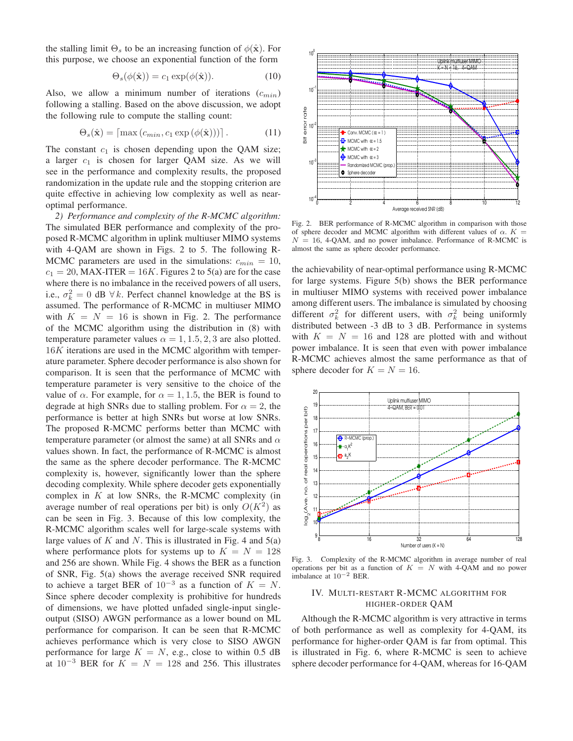the stalling limit $\Theta_s$ to be an increasing function of $\phi(\hat{\mathbf{x}})$. For this purpose, we choose an exponential function of the form

$$\Theta_s(\phi(\hat{\mathbf{x}})) = c_1 \exp(\phi(\hat{\mathbf{x}})). \tag{10}$$

Also, we allow a minimum number of iterations ($c_{min}$) following a stalling. Based on the above discussion, we adopt the following rule to compute the stalling count:

$$\Theta_s(\hat{\mathbf{x}}) = \lceil \max\left(c_{min}, c_1 \exp\left(\phi(\hat{\mathbf{x}})\right)\right) \rceil . \tag{11}$$

The constant $c_1$ is chosen depending upon the QAM size; a larger $c_1$ is chosen for larger QAM size. As we will see in the performance and complexity results, the proposed randomization in the update rule and the stopping criterion are quite effective in achieving low complexity as well as near-optimal performance.

*2) Performance and complexity of the R-MCMC algorithm:* The simulated BER performance and complexity of the proposed R-MCMC algorithm in uplink multiuser MIMO systems with 4-QAM are shown in Figs. 2 to 5. The following R-MCMC parameters are used in the simulations: $c_{min} = 10$, $c_1 = 20$, MAX-ITER $= 16K$. Figures 2 to 5(a) are for the case where there is no imbalance in the received powers of all users, i.e., $\sigma_k^2 = 0$ dB $\forall k$. Perfect channel knowledge at the BS is assumed. The performance of R-MCMC in multiuser MIMO with $K = N = 16$ is shown in Fig. 2. The performance of the MCMC algorithm using the distribution in (8) with temperature parameter values $\alpha = 1, 1.5, 2, 3$ are also plotted. $16K$ iterations are used in the MCMC algorithm with temperature parameter. Sphere decoder performance is also shown for comparison. It is seen that the performance of MCMC with temperature parameter is very sensitive to the choice of the value of $\alpha$. For example, for $\alpha = 1, 1.5$, the BER is found to degrade at high SNRs due to stalling problem. For $\alpha = 2$, the performance is better at high SNRs but worse at low SNRs. The proposed R-MCMC performs better than MCMC with temperature parameter (or almost the same) at all SNRs and $\alpha$ values shown. In fact, the performance of R-MCMC is almost the same as the sphere decoder performance. The R-MCMC complexity is, however, significantly lower than the sphere decoding complexity. While sphere decoder gets exponentially complex in $K$ at low SNRs, the R-MCMC complexity (in average number of real operations per bit) is only $O(K^2)$ as can be seen in Fig. 3. Because of this low complexity, the R-MCMC algorithm scales well for large-scale systems with large values of $K$ and $N$. This is illustrated in Fig. 4 and 5(a) where performance plots for systems up to $K = N = 128$ and 256 are shown. While Fig. 4 shows the BER as a function of SNR, Fig. 5(a) shows the average received SNR required to achieve a target BER of $10^{-3}$ as a function of $K = N$. Since sphere decoder complexity is prohibitive for hundreds of dimensions, we have plotted unfaded single-input single-output (SISO) AWGN performance as a lower bound on ML performance for comparison. It can be seen that R-MCMC achieves performance which is very close to SISO AWGN performance for large $K = N$, e.g., close to within 0.5 dB at $10^{-3}$ BER for $K = N = 128$ and 256. This illustrates

Fig. 2. BER performance of R-MCMC algorithm in comparison with those of sphere decoder and MCMC algorithm with different values of $\alpha$. $K = N = 16$, 4-QAM, and no power imbalance. Performance of R-MCMC is almost the same as sphere decoder performance.

the achievability of near-optimal performance using R-MCMC for large systems. Figure 5(b) shows the BER performance in multiuser MIMO systems with received power imbalance among different users. The imbalance is simulated by choosing different $\sigma_k^2$ for different users, with $\sigma_k^2$ being uniformly distributed between -3 dB to 3 dB. Performance in systems with $K = N = 16$ and 128 are plotted with and without power imbalance. It is seen that even with power imbalance R-MCMC achieves almost the same performance as that of sphere decoder for $K = N = 16$.

Fig. 3. Complexity of the R-MCMC algorithm in average number of real operations per bit as a function of $K = N$ with 4-QAM and no power imbalance at $10^{-2}$ BER.

## IV. Multi-restart R-MCMC Algorithm for Higher-order QAM

Although the R-MCMC algorithm is very attractive in terms of both performance as well as complexity for 4-QAM, its performance for higher-order QAM is far from optimal. This is illustrated in Fig. 6, where R-MCMC is seen to achieve sphere decoder performance for 4-QAM, whereas for 16-QAM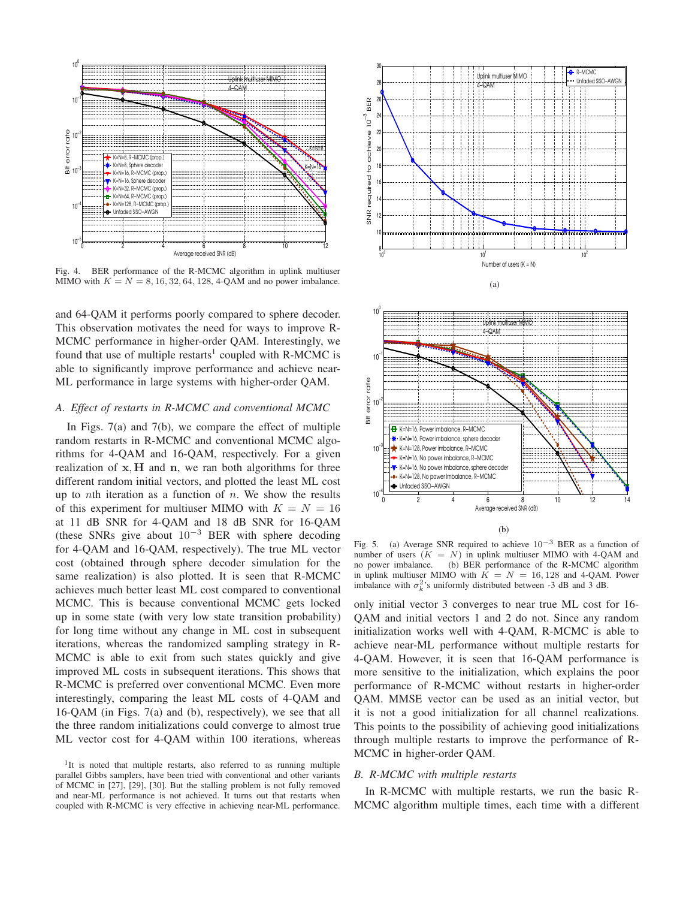Fig. 4. BER performance of the R-MCMC algorithm in uplink multiuser MIMO with $K = N = 8, 16, 32, 64, 128$, 4-QAM and no power imbalance.

and 64-QAM it performs poorly compared to sphere decoder. This observation motivates the need for ways to improve R-MCMC performance in higher-order QAM. Interestingly, we found that use of multiple restarts[1] coupled with R-MCMC is able to significantly improve performance and achieve near-ML performance in large systems with higher-order QAM.

### A. Effect of restarts in R-MCMC and conventional MCMC

In Figs. 7(a) and 7(b), we compare the effect of multiple random restarts in R-MCMC and conventional MCMC algorithms for 4-QAM and 16-QAM, respectively. For a given realization of $\mathbf{x}, \mathbf{H}$ and $\mathbf{n}$, we ran both algorithms for three different random initial vectors, and plotted the least ML cost up to $n$th iteration as a function of $n$. We show the results of this experiment for multiuser MIMO with $K = N = 16$ at 11 dB SNR for 4-QAM and 18 dB SNR for 16-QAM (these SNRs give about $10^{-3}$ BER with sphere decoding for 4-QAM and 16-QAM, respectively). The true ML vector cost (obtained through sphere decoder simulation for the same realization) is also plotted. It is seen that R-MCMC achieves much better least ML cost compared to conventional MCMC. This is because conventional MCMC gets locked up in some state (with very low state transition probability) for long time without any change in ML cost in subsequent iterations, whereas the randomized sampling strategy in R-MCMC is able to exit from such states quickly and give improved ML costs in subsequent iterations. This shows that R-MCMC is preferred over conventional MCMC. Even more interestingly, comparing the least ML costs of 4-QAM and 16-QAM (in Figs. 7(a) and (b), respectively), we see that all the three random initializations could converge to almost true ML vector cost for 4-QAM within 100 iterations, whereas

[1]It is noted that multiple restarts, also referred to as running multiple parallel Gibbs samplers, have been tried with conventional and other variants of MCMC in [27], [29], [30]. But the stalling problem is not fully removed and near-ML performance is not achieved. It turns out that restarts when coupled with R-MCMC is very effective in achieving near-ML performance.

(a)

(b)

Fig. 5. (a) Average SNR required to achieve $10^{-3}$ BER as a function of number of users ($K = N$) in uplink multiuser MIMO with 4-QAM and no power imbalance. (b) BER performance of the R-MCMC algorithm in uplink multiuser MIMO with $K = N = 16, 128$ and 4-QAM. Power imbalance with $\sigma_k^2$'s uniformly distributed between -3 dB and 3 dB.

only initial vector 3 converges to near true ML cost for 16-QAM and initial vectors 1 and 2 do not. Since any random initialization works well with 4-QAM, R-MCMC is able to achieve near-ML performance without multiple restarts for 4-QAM. However, it is seen that 16-QAM performance is more sensitive to the initialization, which explains the poor performance of R-MCMC without restarts in higher-order QAM. MMSE vector can be used as an initial vector, but it is not a good initialization for all channel realizations. This points to the possibility of achieving good initializations through multiple restarts to improve the performance of R-MCMC in higher-order QAM.

### B. R-MCMC with multiple restarts

In R-MCMC with multiple restarts, we run the basic R-MCMC algorithm multiple times, each time with a different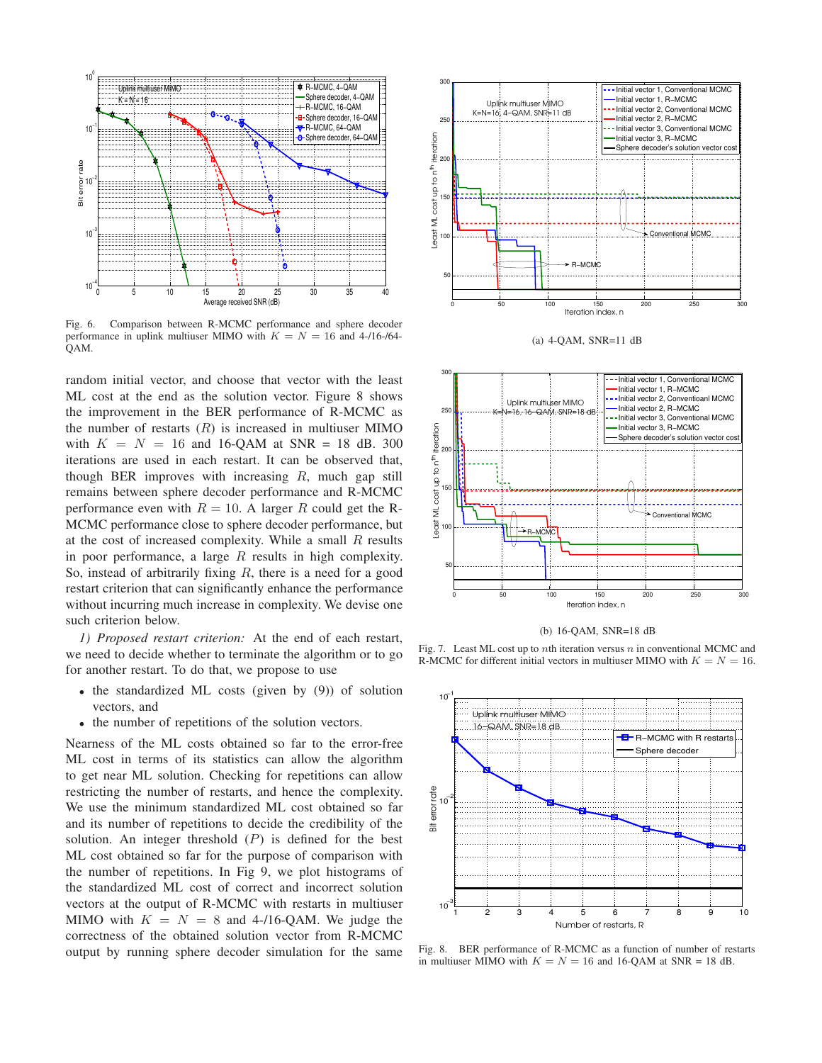Fig. 6. Comparison between R-MCMC performance and sphere decoder performance in uplink multiuser MIMO with $K = N = 16$ and 4-/16-/64-QAM.

random initial vector, and choose that vector with the least ML cost at the end as the solution vector. Figure 8 shows the improvement in the BER performance of R-MCMC as the number of restarts ($R$) is increased in multiuser MIMO with $K = N = 16$ and 16-QAM at SNR = 18 dB. 300 iterations are used in each restart. It can be observed that, though BER improves with increasing $R$, much gap still remains between sphere decoder performance and R-MCMC performance even with $R = 10$. A larger $R$ could get the R-MCMC performance close to sphere decoder performance, but at the cost of increased complexity. While a small $R$ results in poor performance, a large $R$ results in high complexity. So, instead of arbitrarily fixing $R$, there is a need for a good restart criterion that can significantly enhance the performance without incurring much increase in complexity. We devise one such criterion below.

*1) Proposed restart criterion:* At the end of each restart, we need to decide whether to terminate the algorithm or to go for another restart. To do that, we propose to use

- the standardized ML costs (given by (9)) of solution vectors, and
- the number of repetitions of the solution vectors.

Nearness of the ML costs obtained so far to the error-free ML cost in terms of its statistics can allow the algorithm to get near ML solution. Checking for repetitions can allow restricting the number of restarts, and hence the complexity. We use the minimum standardized ML cost obtained so far and its number of repetitions to decide the credibility of the solution. An integer threshold ($P$) is defined for the best ML cost obtained so far for the purpose of comparison with the number of repetitions. In Fig 9, we plot histograms of the standardized ML cost of correct and incorrect solution vectors at the output of R-MCMC with restarts in multiuser MIMO with $K = N = 8$ and 4-/16-QAM. We judge the correctness of the obtained solution vector from R-MCMC output by running sphere decoder simulation for the same

(a) 4-QAM, SNR=11 dB

(b) 16-QAM, SNR=18 dB

Fig. 7. Least ML cost up to $n$th iteration versus $n$ in conventional MCMC and R-MCMC for different initial vectors in multiuser MIMO with $K = N = 16$.

Fig. 8. BER performance of R-MCMC as a function of number of restarts in multiuser MIMO with $K = N = 16$ and 16-QAM at SNR = 18 dB.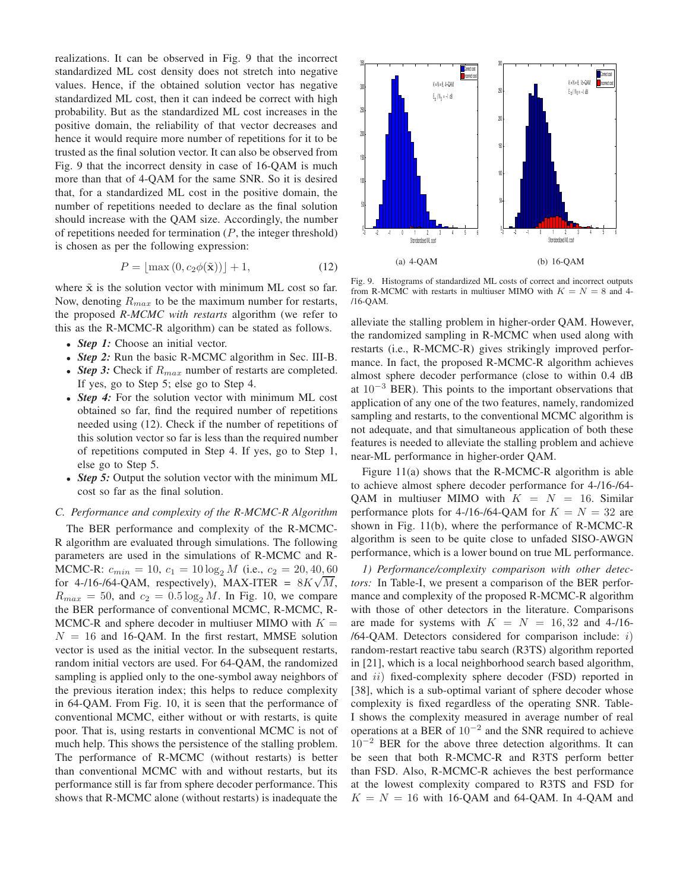realizations. It can be observed in Fig. 9 that the incorrect standardized ML cost density does not stretch into negative values. Hence, if the obtained solution vector has negative standardized ML cost, then it can indeed be correct with high probability. But as the standardized ML cost increases in the positive domain, the reliability of that vector decreases and hence it would require more number of repetitions for it to be trusted as the final solution vector. It can also be observed from Fig. 9 that the incorrect density in case of 16-QAM is much more than that of 4-QAM for the same SNR. So it is desired that, for a standardized ML cost in the positive domain, the number of repetitions needed to declare as the final solution should increase with the QAM size. Accordingly, the number of repetitions needed for termination ($P$, the integer threshold) is chosen as per the following expression:

$$P = \lfloor \max\left(0, c_2\phi(\tilde{\mathbf{x}})\right) \rfloor + 1, \tag{12}$$

where $\tilde{\mathbf{x}}$ is the solution vector with minimum ML cost so far. Now, denoting $R_{max}$ to be the maximum number for restarts, the proposed *R-MCMC with restarts* algorithm (we refer to this as the R-MCMC-R algorithm) can be stated as follows.

- ***Step 1:*** Choose an initial vector.
- ***Step 2:*** Run the basic R-MCMC algorithm in Sec. III-B.
- ***Step 3:*** Check if $R_{max}$ number of restarts are completed. If yes, go to Step 5; else go to Step 4.
- ***Step 4:*** For the solution vector with minimum ML cost obtained so far, find the required number of repetitions needed using (12). Check if the number of repetitions of this solution vector so far is less than the required number of repetitions computed in Step 4. If yes, go to Step 1, else go to Step 5.
- ***Step 5:*** Output the solution vector with the minimum ML cost so far as the final solution.

(a) 4-QAM (b) 16-QAM

Fig. 9. Histograms of standardized ML costs of correct and incorrect outputs from R-MCMC with restarts in multiuser MIMO with $K = N = 8$ and 4-/16-QAM.

### C. Performance and complexity of the R-MCMC-R Algorithm

The BER performance and complexity of the R-MCMC-R algorithm are evaluated through simulations. The following parameters are used in the simulations of R-MCMC and R-MCMC-R: $c_{min} = 10$, $c_1 = 10\log_2 M$ (i.e., $c_2 = 20, 40, 60$ for 4-/16-/64-QAM, respectively), MAX-ITER = $8K\sqrt{M}$, $R_{max} = 50$, and $c_2 = 0.5\log_2 M$. In Fig. 10, we compare the BER performance of conventional MCMC, R-MCMC, R-MCMC-R and sphere decoder in multiuser MIMO with $K = N = 16$ and 16-QAM. In the first restart, MMSE solution vector is used as the initial vector. In the subsequent restarts, random initial vectors are used. For 64-QAM, the randomized sampling is applied only to the one-symbol away neighbors of the previous iteration index; this helps to reduce complexity in 64-QAM. From Fig. 10, it is seen that the performance of conventional MCMC, either without or with restarts, is quite poor. That is, using restarts in conventional MCMC is not of much help. This shows the persistence of the stalling problem. The performance of R-MCMC (without restarts) is better than conventional MCMC with and without restarts, but its performance still is far from sphere decoder performance. This shows that R-MCMC alone (without restarts) is inadequate the alleviate the stalling problem in higher-order QAM. However, the randomized sampling in R-MCMC when used along with restarts (i.e., R-MCMC-R) gives strikingly improved performance. In fact, the proposed R-MCMC-R algorithm achieves almost sphere decoder performance (close to within 0.4 dB at $10^{-3}$ BER). This points to the important observations that application of any one of the two features, namely, randomized sampling and restarts, to the conventional MCMC algorithm is not adequate, and that simultaneous application of both these features is needed to alleviate the stalling problem and achieve near-ML performance in higher-order QAM.

Figure 11(a) shows that the R-MCMC-R algorithm is able to achieve almost sphere decoder performance for 4-/16-/64-QAM in multiuser MIMO with $K = N = 16$. Similar performance plots for 4-/16-/64-QAM for $K = N = 32$ are shown in Fig. 11(b), where the performance of R-MCMC-R algorithm is seen to be quite close to unfaded SISO-AWGN performance, which is a lower bound on true ML performance.

*1) Performance/complexity comparison with other detectors:* In Table-I, we present a comparison of the BER performance and complexity of the proposed R-MCMC-R algorithm with those of other detectors in the literature. Comparisons are made for systems with $K = N = 16, 32$ and 4-/16-/64-QAM. Detectors considered for comparison include: $i)$ random-restart reactive tabu search (R3TS) algorithm reported in [21], which is a local neighborhood search based algorithm, and $ii)$ fixed-complexity sphere decoder (FSD) reported in [38], which is a sub-optimal variant of sphere decoder whose complexity is fixed regardless of the operating SNR. Table-I shows the complexity measured in average number of real operations at a BER of $10^{-2}$ and the SNR required to achieve $10^{-2}$ BER for the above three detection algorithms. It can be seen that both R-MCMC-R and R3TS perform better than FSD. Also, R-MCMC-R achieves the best performance at the lowest complexity compared to R3TS and FSD for $K = N = 16$ with 16-QAM and 64-QAM. In 4-QAM and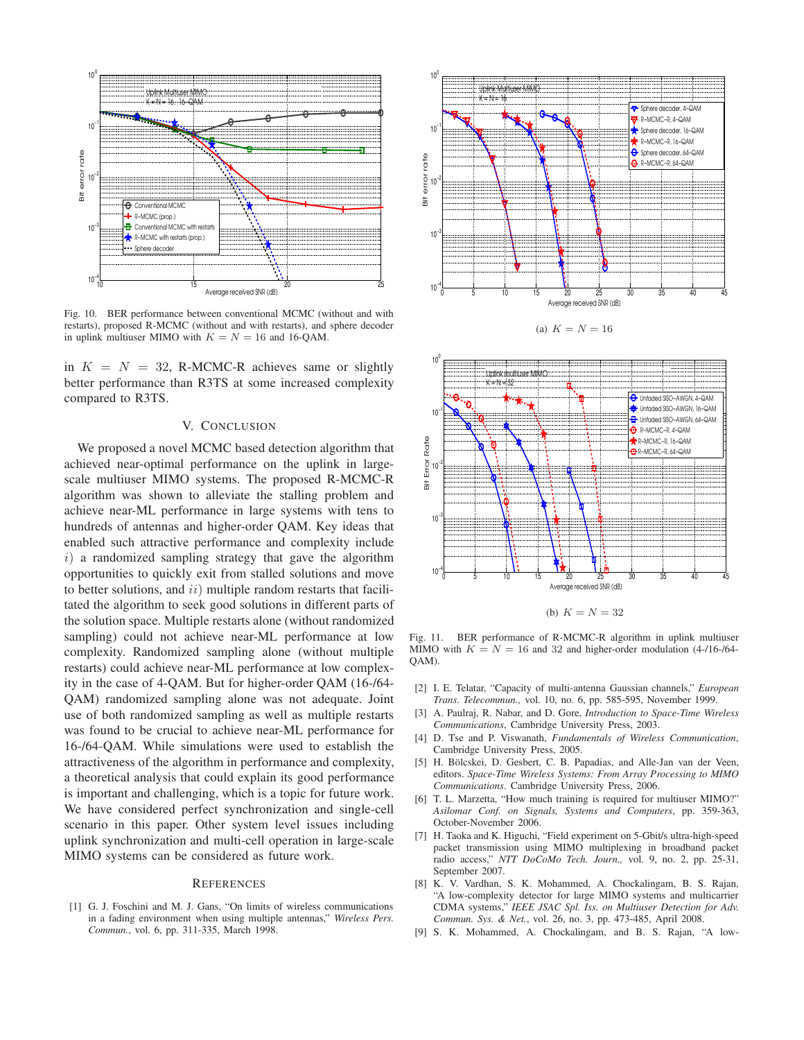Fig. 10. BER performance between conventional MCMC (without and with restarts), proposed R-MCMC (without and with restarts), and sphere decoder in uplink multiuser MIMO with $K = N = 16$ and 16-QAM.

in $K = N = 32$, R-MCMC-R achieves same or slightly better performance than R3TS at some increased complexity compared to R3TS.

## V. Conclusion

We proposed a novel MCMC based detection algorithm that achieved near-optimal performance on the uplink in large-scale multiuser MIMO systems. The proposed R-MCMC-R algorithm was shown to alleviate the stalling problem and achieve near-ML performance in large systems with tens to hundreds of antennas and higher-order QAM. Key ideas that enabled such attractive performance and complexity include $i)$ a randomized sampling strategy that gave the algorithm opportunities to quickly exit from stalled solutions and move to better solutions, and $ii)$ multiple random restarts that facilitated the algorithm to seek good solutions in different parts of the solution space. Multiple restarts alone (without randomized sampling) could not achieve near-ML performance at low complexity. Randomized sampling alone (without multiple restarts) could achieve near-ML performance at low complexity in the case of 4-QAM. But for higher-order QAM (16-/64-QAM) randomized sampling alone was not adequate. Joint use of both randomized sampling as well as multiple restarts was found to be crucial to achieve near-ML performance for 16-/64-QAM. While simulations were used to establish the attractiveness of the algorithm in performance and complexity, a theoretical analysis that could explain its good performance is important and challenging, which is a topic for future work. We have considered perfect synchronization and single-cell scenario in this paper. Other system level issues including uplink synchronization and multi-cell operation in large-scale MIMO systems can be considered as future work.

## References

[1] G. J. Foschini and M. J. Gans, "On limits of wireless communications in a fading environment when using multiple antennas," *Wireless Pers. Commun.*, vol. 6, pp. 311-335, March 1998.

(a) $K = N = 16$

(b) $K = N = 32$

Fig. 11. BER performance of R-MCMC-R algorithm in uplink multiuser MIMO with $K = N = 16$ and 32 and higher-order modulation (4-/16-/64-QAM).

[2] I. E. Telatar, "Capacity of multi-antenna Gaussian channels," *European Trans. Telecommun.,* vol. 10, no. 6, pp. 585-595, November 1999.

[3] A. Paulraj, R. Nabar, and D. Gore, *Introduction to Space-Time Wireless Communications*, Cambridge University Press, 2003.

[4] D. Tse and P. Viswanath, *Fundamentals of Wireless Communication*, Cambridge University Press, 2005.

[5] H. Bölcskei, D. Gesbert, C. B. Papadias, and Alle-Jan van der Veen, editors. *Space-Time Wireless Systems: From Array Processing to MIMO Communications*. Cambridge University Press, 2006.

[6] T. L. Marzetta, "How much training is required for multiuser MIMO?" *Asilomar Conf. on Signals, Systems and Computers*, pp. 359-363, October-November 2006.

[7] H. Taoka and K. Higuchi, "Field experiment on 5-Gbit/s ultra-high-speed packet transmission using MIMO multiplexing in broadband packet radio access," *NTT DoCoMo Tech. Journ.,* vol. 9, no. 2, pp. 25-31, September 2007.

[8] K. V. Vardhan, S. K. Mohammed, A. Chockalingam, B. S. Rajan, "A low-complexity detector for large MIMO systems and multicarrier CDMA systems," *IEEE JSAC Spl. Iss. on Multiuser Detection for Adv. Commun. Sys. & Net.*, vol. 26, no. 3, pp. 473-485, April 2008.

[9] S. K. Mohammed, A. Chockalingam, and B. S. Rajan, "A low-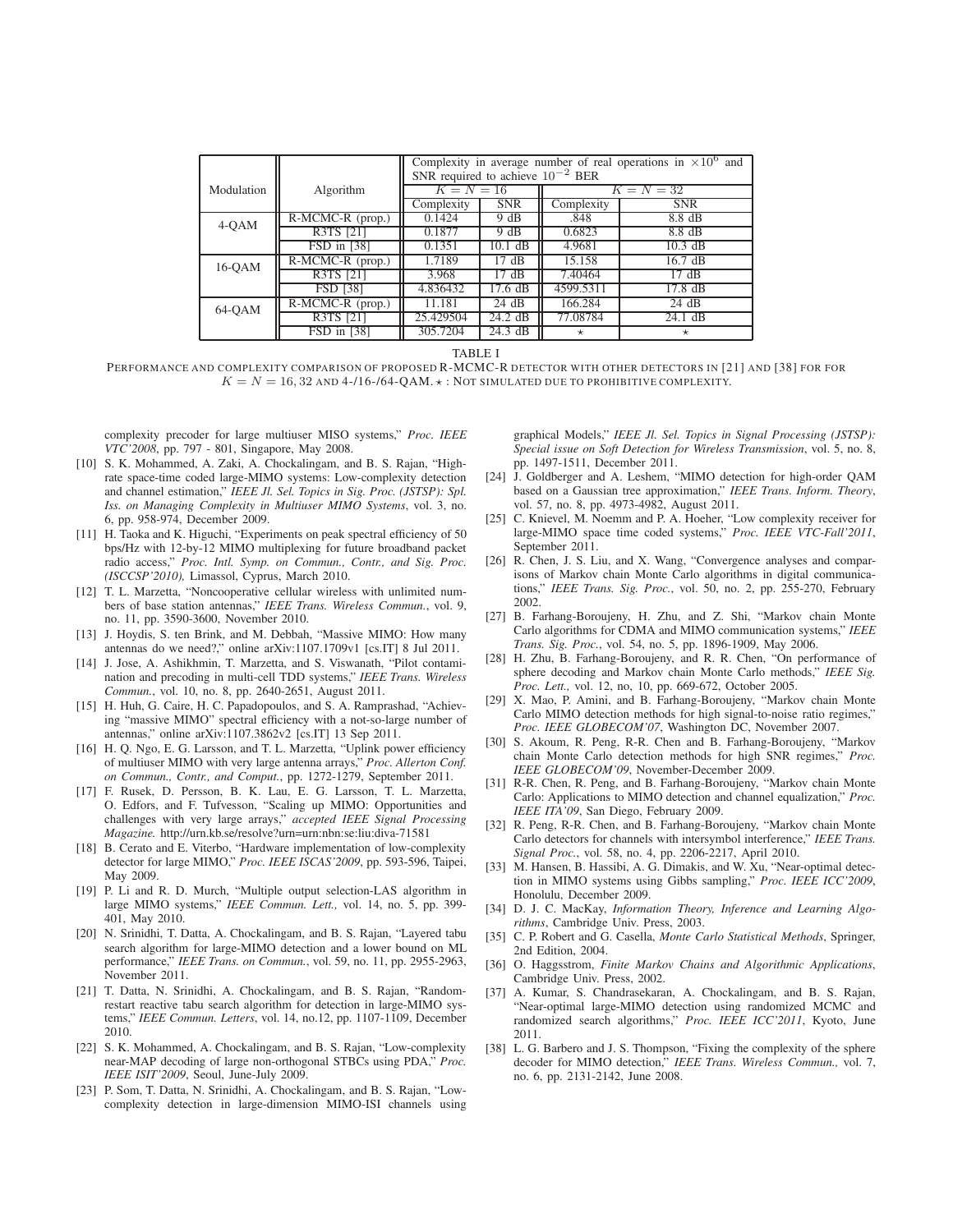| Modulation | Algorithm | Complexity in average number of real operations in $\times 10^6$ and SNR required to achieve $10^{-2}$ BER | | | |
|---|---|---|---|---|---|
| | | $K = N = 16$ | | $K = N = 32$ | |
| | | Complexity | SNR | Complexity | SNR |
| 4-QAM | R-MCMC-R (prop.) | 0.1424 | 9 dB | .848 | 8.8 dB |
| | R3TS [21] | 0.1877 | 9 dB | 0.6823 | 8.8 dB |
| | FSD in [38] | 0.1351 | 10.1 dB | 4.9681 | 10.3 dB |
| 16-QAM | R-MCMC-R (prop.) | 1.7189 | 17 dB | 15.158 | 16.7 dB |
| | R3TS [21] | 3.968 | 17 dB | 7.40464 | 17 dB |
| | FSD [38] | 4.836432 | 17.6 dB | 4599.5311 | 17.8 dB |
| 64-QAM | R-MCMC-R (prop.) | 11.181 | 24 dB | 166.284 | 24 dB |
| | R3TS [21] | 25.429504 | 24.2 dB | 77.08784 | 24.1 dB |
| | FSD in [38] | 305.7204 | 24.3 dB | $\star$ | $\star$ |

TABLE I

PERFORMANCE AND COMPLEXITY COMPARISON OF PROPOSED R-MCMC-R DETECTOR WITH OTHER DETECTORS IN [21] AND [38] FOR FOR $K = N = 16, 32$ AND 4-/16-/64-QAM. $\star$ : NOT SIMULATED DUE TO PROHIBITIVE COMPLEXITY.

complexity precoder for large multiuser MISO systems," *Proc. IEEE VTC'2008*, pp. 797 - 801, Singapore, May 2008.

[10] S. K. Mohammed, A. Zaki, A. Chockalingam, and B. S. Rajan, "High-rate space-time coded large-MIMO systems: Low-complexity detection and channel estimation," *IEEE Jl. Sel. Topics in Sig. Proc. (JSTSP): Spl. Iss. on Managing Complexity in Multiuser MIMO Systems*, vol. 3, no. 6, pp. 958-974, December 2009.

[11] H. Taoka and K. Higuchi, "Experiments on peak spectral efficiency of 50 bps/Hz with 12-by-12 MIMO multiplexing for future broadband packet radio access," *Proc. Intl. Symp. on Commun., Contr., and Sig. Proc. (ISCCSP'2010),* Limassol, Cyprus, March 2010.

[12] T. L. Marzetta, "Noncooperative cellular wireless with unlimited numbers of base station antennas," *IEEE Trans. Wireless Commun.*, vol. 9, no. 11, pp. 3590-3600, November 2010.

[13] J. Hoydis, S. ten Brink, and M. Debbah, "Massive MIMO: How many antennas do we need?," online arXiv:1107.1709v1 [cs.IT] 8 Jul 2011.

[14] J. Jose, A. Ashikhmin, T. Marzetta, and S. Viswanath, "Pilot contamination and precoding in multi-cell TDD systems," *IEEE Trans. Wireless Commun.*, vol. 10, no. 8, pp. 2640-2651, August 2011.

[15] H. Huh, G. Caire, H. C. Papadopoulos, and S. A. Ramprashad, "Achieving "massive MIMO" spectral efficiency with a not-so-large number of antennas," online arXiv:1107.3862v2 [cs.IT] 13 Sep 2011.

[16] H. Q. Ngo, E. G. Larsson, and T. L. Marzetta, "Uplink power efficiency of multiuser MIMO with very large antenna arrays," *Proc. Allerton Conf. on Commun., Contr., and Comput.*, pp. 1272-1279, September 2011.

[17] F. Rusek, D. Persson, B. K. Lau, E. G. Larsson, T. L. Marzetta, O. Edfors, and F. Tufvesson, "Scaling up MIMO: Opportunities and challenges with very large arrays," *accepted IEEE Signal Processing Magazine.* http://urn.kb.se/resolve?urn=urn:nbn:se:liu:diva-71581

[18] B. Cerato and E. Viterbo, "Hardware implementation of low-complexity detector for large MIMO," *Proc. IEEE ISCAS'2009*, pp. 593-596, Taipei, May 2009.

[19] P. Li and R. D. Murch, "Multiple output selection-LAS algorithm in large MIMO systems," *IEEE Commun. Lett.,* vol. 14, no. 5, pp. 399-401, May 2010.

[20] N. Srinidhi, T. Datta, A. Chockalingam, and B. S. Rajan, "Layered tabu search algorithm for large-MIMO detection and a lower bound on ML performance," *IEEE Trans. on Commun.*, vol. 59, no. 11, pp. 2955-2963, November 2011.

[21] T. Datta, N. Srinidhi, A. Chockalingam, and B. S. Rajan, "Random-restart reactive tabu search algorithm for detection in large-MIMO systems," *IEEE Commun. Letters*, vol. 14, no.12, pp. 1107-1109, December 2010.

[22] S. K. Mohammed, A. Chockalingam, and B. S. Rajan, "Low-complexity near-MAP decoding of large non-orthogonal STBCs using PDA," *Proc. IEEE ISIT'2009*, Seoul, June-July 2009.

[23] P. Som, T. Datta, N. Srinidhi, A. Chockalingam, and B. S. Rajan, "Low-complexity detection in large-dimension MIMO-ISI channels using graphical Models," *IEEE Jl. Sel. Topics in Signal Processing (JSTSP): Special issue on Soft Detection for Wireless Transmission*, vol. 5, no. 8, pp. 1497-1511, December 2011.

[24] J. Goldberger and A. Leshem, "MIMO detection for high-order QAM based on a Gaussian tree approximation," *IEEE Trans. Inform. Theory*, vol. 57, no. 8, pp. 4973-4982, August 2011.

[25] C. Knievel, M. Noemm and P. A. Hoeher, "Low complexity receiver for large-MIMO space time coded systems," *Proc. IEEE VTC-Fall'2011*, September 2011.

[26] R. Chen, J. S. Liu, and X. Wang, "Convergence analyses and comparisons of Markov chain Monte Carlo algorithms in digital communications," *IEEE Trans. Sig. Proc.*, vol. 50, no. 2, pp. 255-270, February 2002.

[27] B. Farhang-Boroujeny, H. Zhu, and Z. Shi, "Markov chain Monte Carlo algorithms for CDMA and MIMO communication systems," *IEEE Trans. Sig. Proc.*, vol. 54, no. 5, pp. 1896-1909, May 2006.

[28] H. Zhu, B. Farhang-Boroujeny, and R. R. Chen, "On performance of sphere decoding and Markov chain Monte Carlo methods," *IEEE Sig. Proc. Lett.,* vol. 12, no, 10, pp. 669-672, October 2005.

[29] X. Mao, P. Amini, and B. Farhang-Boroujeny, "Markov chain Monte Carlo MIMO detection methods for high signal-to-noise ratio regimes," *Proc. IEEE GLOBECOM'07*, Washington DC, November 2007.

[30] S. Akoum, R. Peng, R-R. Chen and B. Farhang-Boroujeny, "Markov chain Monte Carlo detection methods for high SNR regimes," *Proc. IEEE GLOBECOM'09*, November-December 2009.

[31] R-R. Chen, R. Peng, and B. Farhang-Boroujeny, "Markov chain Monte Carlo: Applications to MIMO detection and channel equalization," *Proc. IEEE ITA'09*, San Diego, February 2009.

[32] R. Peng, R-R. Chen, and B. Farhang-Boroujeny, "Markov chain Monte Carlo detectors for channels with intersymbol interference," *IEEE Trans. Signal Proc.*, vol. 58, no. 4, pp. 2206-2217, April 2010.

[33] M. Hansen, B. Hassibi, A. G. Dimakis, and W. Xu, "Near-optimal detection in MIMO systems using Gibbs sampling," *Proc. IEEE ICC'2009*, Honolulu, December 2009.

[34] D. J. C. MacKay, *Information Theory, Inference and Learning Algorithms*, Cambridge Univ. Press, 2003.

[35] C. P. Robert and G. Casella, *Monte Carlo Statistical Methods*, Springer, 2nd Edition, 2004.

[36] O. Haggsstrom, *Finite Markov Chains and Algorithmic Applications*, Cambridge Univ. Press, 2002.

[37] A. Kumar, S. Chandrasekaran, A. Chockalingam, and B. S. Rajan, "Near-optimal large-MIMO detection using randomized MCMC and randomized search algorithms," *Proc. IEEE ICC'2011*, Kyoto, June 2011.

[38] L. G. Barbero and J. S. Thompson, "Fixing the complexity of the sphere decoder for MIMO detection," *IEEE Trans. Wireless Commun.,* vol. 7, no. 6, pp. 2131-2142, June 2008.